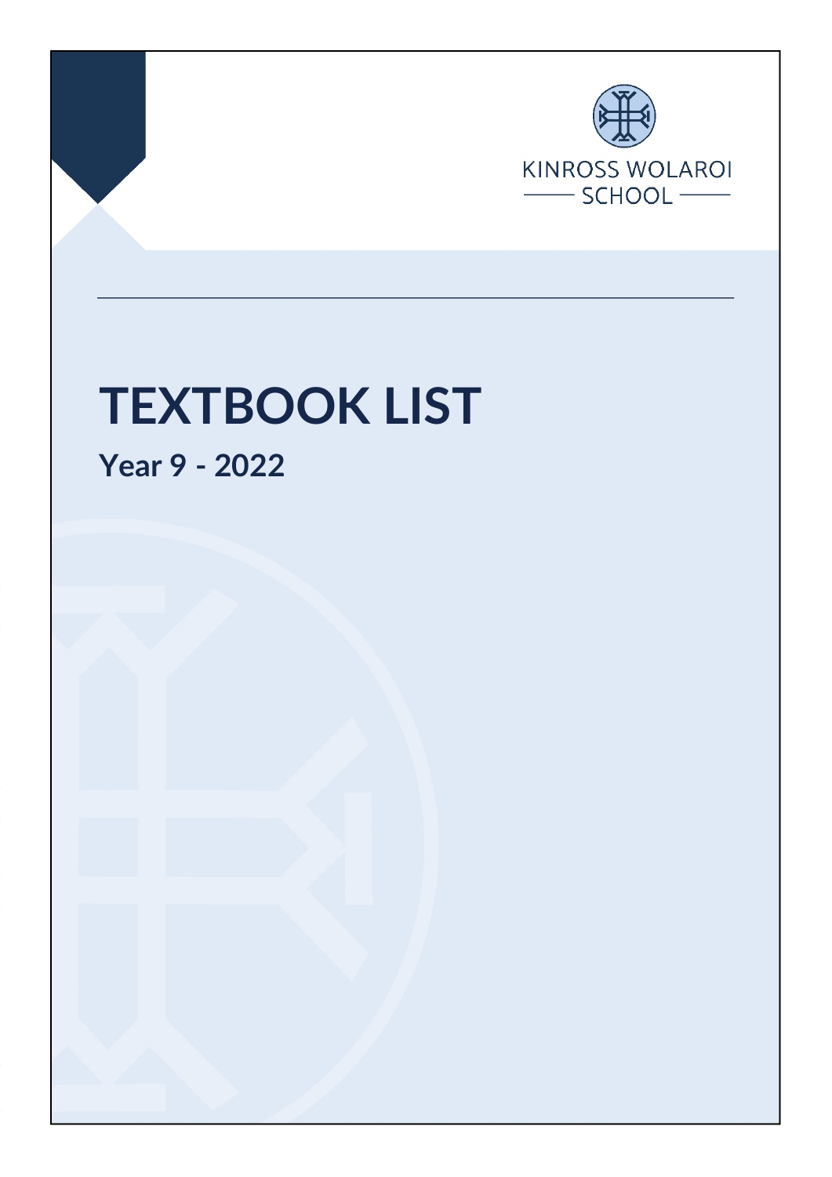KINROSS WOLAROI SCHOOL

# TEXTBOOK LIST

## Year 9 - 2022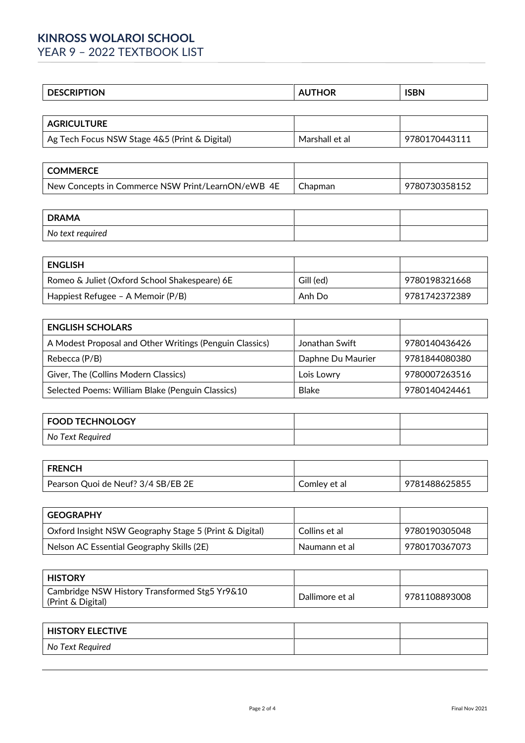# KINROSS WOLAROI SCHOOL

## YEAR 9 – 2022 TEXTBOOK LIST

| DESCRIPTION | AUTHOR | ISBN |
| --- | --- | --- |
| **AGRICULTURE** | | |
| Ag Tech Focus NSW Stage 4&5 (Print & Digital) | Marshall et al | 9780170443111 |
| **COMMERCE** | | |
| New Concepts in Commerce NSW Print/LearnON/eWB 4E | Chapman | 9780730358152 |
| **DRAMA** | | |
| *No text required* | | |
| **ENGLISH** | | |
| Romeo & Juliet (Oxford School Shakespeare) 6E | Gill (ed) | 9780198321668 |
| Happiest Refugee – A Memoir (P/B) | Anh Do | 9781742372389 |
| **ENGLISH SCHOLARS** | | |
| A Modest Proposal and Other Writings (Penguin Classics) | Jonathan Swift | 9780140436426 |
| Rebecca (P/B) | Daphne Du Maurier | 9781844080380 |
| Giver, The (Collins Modern Classics) | Lois Lowry | 9780007263516 |
| Selected Poems: William Blake (Penguin Classics) | Blake | 9780140424461 |
| **FOOD TECHNOLOGY** | | |
| *No Text Required* | | |
| **FRENCH** | | |
| Pearson Quoi de Neuf? 3/4 SB/EB 2E | Comley et al | 9781488625855 |
| **GEOGRAPHY** | | |
| Oxford Insight NSW Geography Stage 5 (Print & Digital) | Collins et al | 9780190305048 |
| Nelson AC Essential Geography Skills (2E) | Naumann et al | 9780170367073 |
| **HISTORY** | | |
| Cambridge NSW History Transformed Stg5 Yr9&10 (Print & Digital) | Dallimore et al | 9781108893008 |
| **HISTORY ELECTIVE** | | |
| *No Text Required* | | |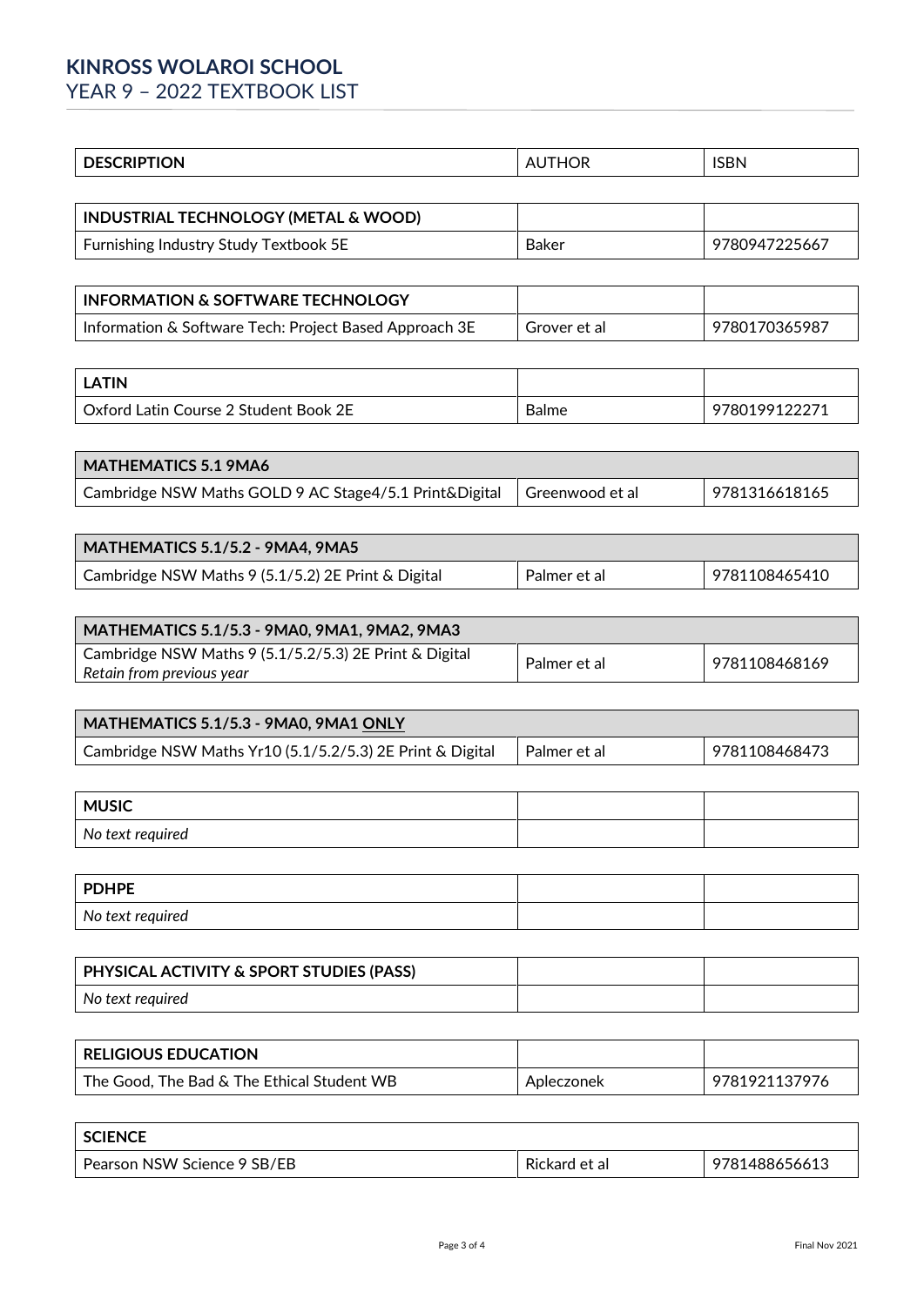# KINROSS WOLAROI SCHOOL

## YEAR 9 – 2022 TEXTBOOK LIST

| DESCRIPTION | AUTHOR | ISBN |
|---|---|---|
| **INDUSTRIAL TECHNOLOGY (METAL & WOOD)** | | |
| Furnishing Industry Study Textbook 5E | Baker | 9780947225667 |
| **INFORMATION & SOFTWARE TECHNOLOGY** | | |
| Information & Software Tech: Project Based Approach 3E | Grover et al | 9780170365987 |
| **LATIN** | | |
| Oxford Latin Course 2 Student Book 2E | Balme | 9780199122271 |
| **MATHEMATICS 5.1 9MA6** | | |
| Cambridge NSW Maths GOLD 9 AC Stage4/5.1 Print&Digital | Greenwood et al | 9781316618165 |
| **MATHEMATICS 5.1/5.2 - 9MA4, 9MA5** | | |
| Cambridge NSW Maths 9 (5.1/5.2) 2E Print & Digital | Palmer et al | 9781108465410 |
| **MATHEMATICS 5.1/5.3 - 9MA0, 9MA1, 9MA2, 9MA3** | | |
| Cambridge NSW Maths 9 (5.1/5.2/5.3) 2E Print & Digital *Retain from previous year* | Palmer et al | 9781108468169 |
| **MATHEMATICS 5.1/5.3 - 9MA0, 9MA1 ONLY** | | |
| Cambridge NSW Maths Yr10 (5.1/5.2/5.3) 2E Print & Digital | Palmer et al | 9781108468473 |
| **MUSIC** | | |
| *No text required* | | |
| **PDHPE** | | |
| *No text required* | | |
| **PHYSICAL ACTIVITY & SPORT STUDIES (PASS)** | | |
| *No text required* | | |
| **RELIGIOUS EDUCATION** | | |
| The Good, The Bad & The Ethical Student WB | Apleczonek | 9781921137976 |
| **SCIENCE** | | |
| Pearson NSW Science 9 SB/EB | Rickard et al | 9781488656613 |

Final Nov 2021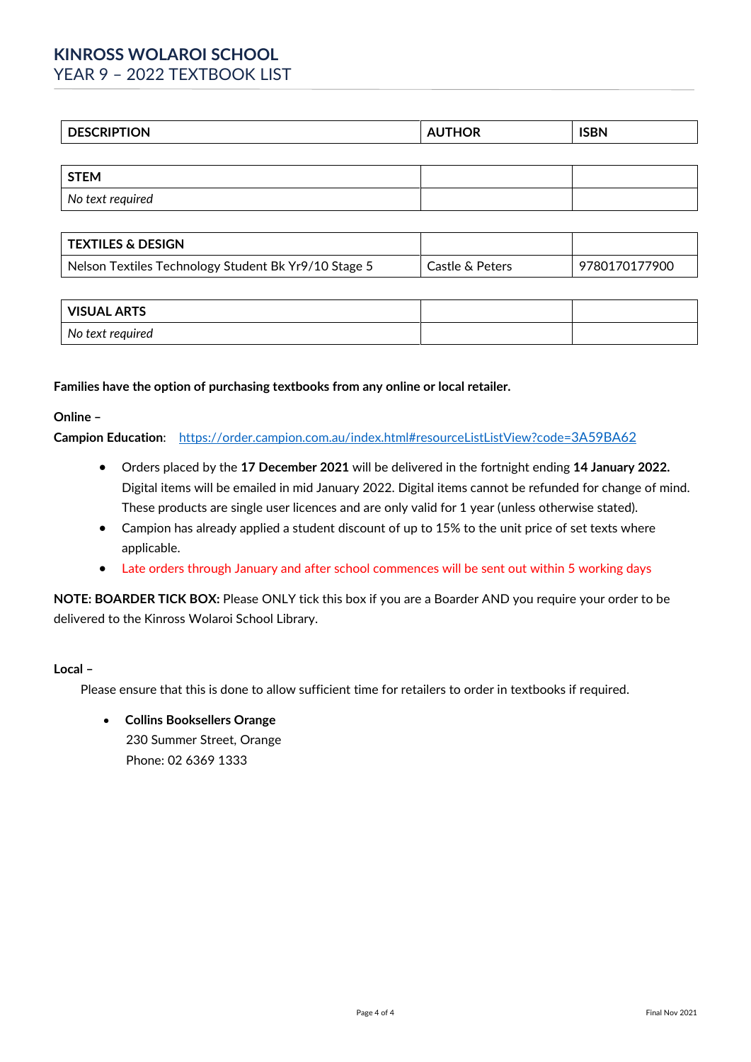# KINROSS WOLAROI SCHOOL
## YEAR 9 – 2022 TEXTBOOK LIST

| DESCRIPTION | AUTHOR | ISBN |
|---|---|---|
| **STEM** | | |
| *No text required* | | |
| **TEXTILES & DESIGN** | | |
| Nelson Textiles Technology Student Bk Yr9/10 Stage 5 | Castle & Peters | 9780170177900 |
| **VISUAL ARTS** | | |
| *No text required* | | |

**Families have the option of purchasing textbooks from any online or local retailer.**

**Online –**

**Campion Education**: https://order.campion.com.au/index.html#resourceListListView?code=3A59BA62

- Orders placed by the **17 December 2021** will be delivered in the fortnight ending **14 January 2022.** Digital items will be emailed in mid January 2022. Digital items cannot be refunded for change of mind. These products are single user licences and are only valid for 1 year (unless otherwise stated).
- Campion has already applied a student discount of up to 15% to the unit price of set texts where applicable.
- Late orders through January and after school commences will be sent out within 5 working days

**NOTE: BOARDER TICK BOX:** Please ONLY tick this box if you are a Boarder AND you require your order to be delivered to the Kinross Wolaroi School Library.

**Local –**

Please ensure that this is done to allow sufficient time for retailers to order in textbooks if required.

- **Collins Booksellers Orange**
  230 Summer Street, Orange
  Phone: 02 6369 1333